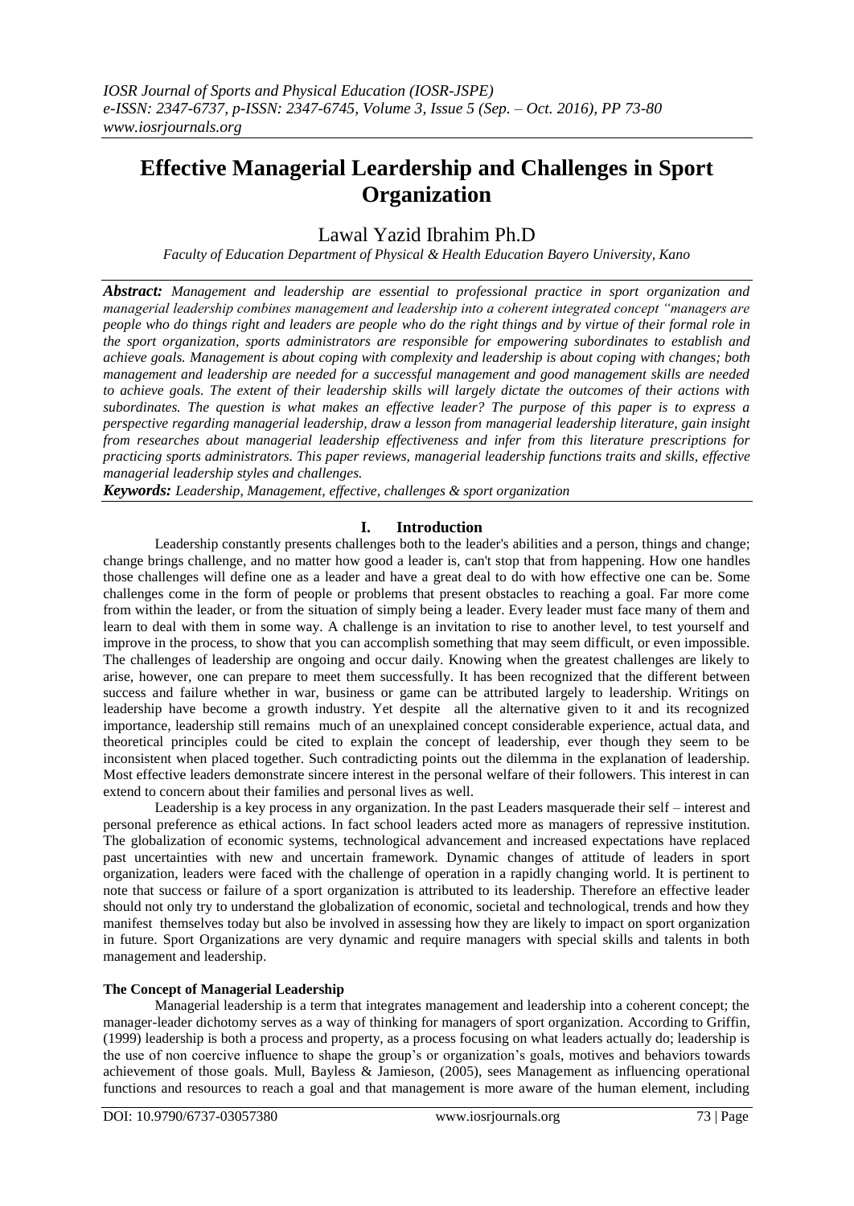# Effective Managerial Leardership and Challenges in Sport Organization

Lawal Yazid Ibrahim Ph.D

*Faculty of Education Department of Physical & Health Education Bayero University, Kano*

***Abstract:*** *Management and leadership are essential to professional practice in sport organization and managerial leadership combines management and leadership into a coherent integrated concept "managers are people who do things right and leaders are people who do the right things and by virtue of their formal role in the sport organization, sports administrators are responsible for empowering subordinates to establish and achieve goals. Management is about coping with complexity and leadership is about coping with changes; both management and leadership are needed for a successful management and good management skills are needed to achieve goals. The extent of their leadership skills will largely dictate the outcomes of their actions with subordinates. The question is what makes an effective leader? The purpose of this paper is to express a perspective regarding managerial leadership, draw a lesson from managerial leadership literature, gain insight from researches about managerial leadership effectiveness and infer from this literature prescriptions for practicing sports administrators. This paper reviews, managerial leadership functions traits and skills, effective managerial leadership styles and challenges.*

***Keywords:*** *Leadership, Management, effective, challenges & sport organization*

## I. Introduction

Leadership constantly presents challenges both to the leader's abilities and a person, things and change; change brings challenge, and no matter how good a leader is, can't stop that from happening. How one handles those challenges will define one as a leader and have a great deal to do with how effective one can be. Some challenges come in the form of people or problems that present obstacles to reaching a goal. Far more come from within the leader, or from the situation of simply being a leader. Every leader must face many of them and learn to deal with them in some way. A challenge is an invitation to rise to another level, to test yourself and improve in the process, to show that you can accomplish something that may seem difficult, or even impossible. The challenges of leadership are ongoing and occur daily. Knowing when the greatest challenges are likely to arise, however, one can prepare to meet them successfully. It has been recognized that the different between success and failure whether in war, business or game can be attributed largely to leadership. Writings on leadership have become a growth industry. Yet despite all the alternative given to it and its recognized importance, leadership still remains much of an unexplained concept considerable experience, actual data, and theoretical principles could be cited to explain the concept of leadership, ever though they seem to be inconsistent when placed together. Such contradicting points out the dilemma in the explanation of leadership. Most effective leaders demonstrate sincere interest in the personal welfare of their followers. This interest in can extend to concern about their families and personal lives as well.

Leadership is a key process in any organization. In the past Leaders masquerade their self – interest and personal preference as ethical actions. In fact school leaders acted more as managers of repressive institution. The globalization of economic systems, technological advancement and increased expectations have replaced past uncertainties with new and uncertain framework. Dynamic changes of attitude of leaders in sport organization, leaders were faced with the challenge of operation in a rapidly changing world. It is pertinent to note that success or failure of a sport organization is attributed to its leadership. Therefore an effective leader should not only try to understand the globalization of economic, societal and technological, trends and how they manifest themselves today but also be involved in assessing how they are likely to impact on sport organization in future. Sport Organizations are very dynamic and require managers with special skills and talents in both management and leadership.

### The Concept of Managerial Leadership

Managerial leadership is a term that integrates management and leadership into a coherent concept; the manager-leader dichotomy serves as a way of thinking for managers of sport organization. According to Griffin, (1999) leadership is both a process and property, as a process focusing on what leaders actually do; leadership is the use of non coercive influence to shape the group's or organization's goals, motives and behaviors towards achievement of those goals. Mull, Bayless & Jamieson, (2005), sees Management as influencing operational functions and resources to reach a goal and that management is more aware of the human element, including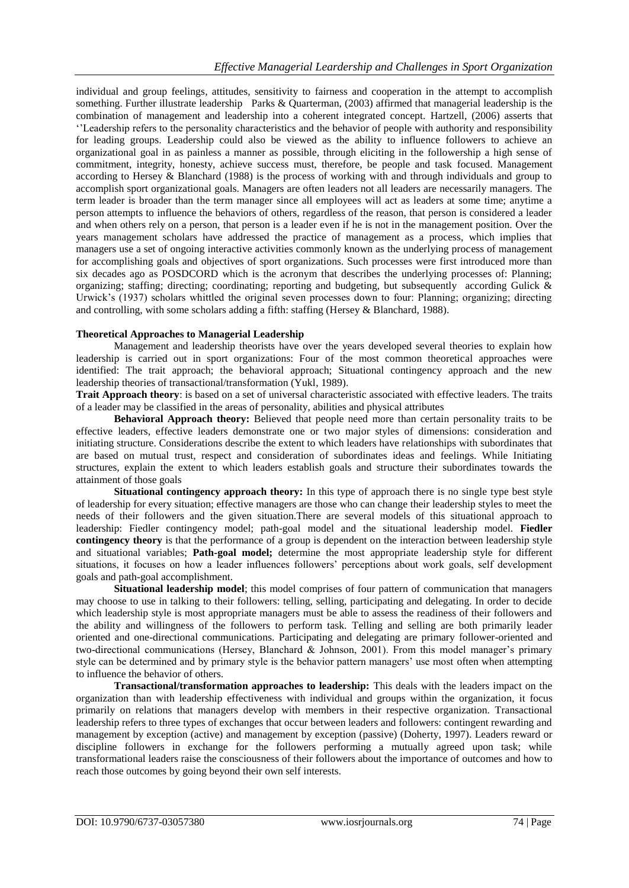individual and group feelings, attitudes, sensitivity to fairness and cooperation in the attempt to accomplish something. Further illustrate leadership Parks & Quarterman, (2003) affirmed that managerial leadership is the combination of management and leadership into a coherent integrated concept. Hartzell, (2006) asserts that ''Leadership refers to the personality characteristics and the behavior of people with authority and responsibility for leading groups. Leadership could also be viewed as the ability to influence followers to achieve an organizational goal in as painless a manner as possible, through eliciting in the followership a high sense of commitment, integrity, honesty, achieve success must, therefore, be people and task focused. Management according to Hersey & Blanchard (1988) is the process of working with and through individuals and group to accomplish sport organizational goals. Managers are often leaders not all leaders are necessarily managers. The term leader is broader than the term manager since all employees will act as leaders at some time; anytime a person attempts to influence the behaviors of others, regardless of the reason, that person is considered a leader and when others rely on a person, that person is a leader even if he is not in the management position. Over the years management scholars have addressed the practice of management as a process, which implies that managers use a set of ongoing interactive activities commonly known as the underlying process of management for accomplishing goals and objectives of sport organizations. Such processes were first introduced more than six decades ago as POSDCORD which is the acronym that describes the underlying processes of: Planning; organizing; staffing; directing; coordinating; reporting and budgeting, but subsequently according Gulick & Urwick's (1937) scholars whittled the original seven processes down to four: Planning; organizing; directing and controlling, with some scholars adding a fifth: staffing (Hersey & Blanchard, 1988).

**Theoretical Approaches to Managerial Leadership**

Management and leadership theorists have over the years developed several theories to explain how leadership is carried out in sport organizations: Four of the most common theoretical approaches were identified: The trait approach; the behavioral approach; Situational contingency approach and the new leadership theories of transactional/transformation (Yukl, 1989).

**Trait Approach theory**: is based on a set of universal characteristic associated with effective leaders. The traits of a leader may be classified in the areas of personality, abilities and physical attributes

**Behavioral Approach theory:** Believed that people need more than certain personality traits to be effective leaders, effective leaders demonstrate one or two major styles of dimensions: consideration and initiating structure. Considerations describe the extent to which leaders have relationships with subordinates that are based on mutual trust, respect and consideration of subordinates ideas and feelings. While Initiating structures, explain the extent to which leaders establish goals and structure their subordinates towards the attainment of those goals

**Situational contingency approach theory:** In this type of approach there is no single type best style of leadership for every situation; effective managers are those who can change their leadership styles to meet the needs of their followers and the given situation.There are several models of this situational approach to leadership: Fiedler contingency model; path-goal model and the situational leadership model. **Fiedler contingency theory** is that the performance of a group is dependent on the interaction between leadership style and situational variables; **Path-goal model;** determine the most appropriate leadership style for different situations, it focuses on how a leader influences followers' perceptions about work goals, self development goals and path-goal accomplishment.

**Situational leadership model**; this model comprises of four pattern of communication that managers may choose to use in talking to their followers: telling, selling, participating and delegating. In order to decide which leadership style is most appropriate managers must be able to assess the readiness of their followers and the ability and willingness of the followers to perform task. Telling and selling are both primarily leader oriented and one-directional communications. Participating and delegating are primary follower-oriented and two-directional communications (Hersey, Blanchard & Johnson, 2001). From this model manager's primary style can be determined and by primary style is the behavior pattern managers' use most often when attempting to influence the behavior of others.

**Transactional/transformation approaches to leadership:** This deals with the leaders impact on the organization than with leadership effectiveness with individual and groups within the organization, it focus primarily on relations that managers develop with members in their respective organization. Transactional leadership refers to three types of exchanges that occur between leaders and followers: contingent rewarding and management by exception (active) and management by exception (passive) (Doherty, 1997). Leaders reward or discipline followers in exchange for the followers performing a mutually agreed upon task; while transformational leaders raise the consciousness of their followers about the importance of outcomes and how to reach those outcomes by going beyond their own self interests.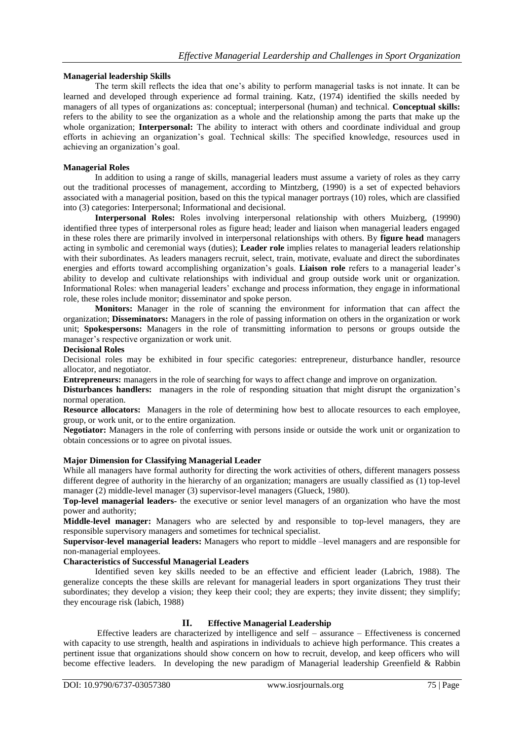**Managerial leadership Skills**

The term skill reflects the idea that one's ability to perform managerial tasks is not innate. It can be learned and developed through experience ad formal training. Katz, (1974) identified the skills needed by managers of all types of organizations as: conceptual; interpersonal (human) and technical. **Conceptual skills:** refers to the ability to see the organization as a whole and the relationship among the parts that make up the whole organization; **Interpersonal:** The ability to interact with others and coordinate individual and group efforts in achieving an organization's goal. Technical skills: The specified knowledge, resources used in achieving an organization's goal.

**Managerial Roles**

In addition to using a range of skills, managerial leaders must assume a variety of roles as they carry out the traditional processes of management, according to Mintzberg, (1990) is a set of expected behaviors associated with a managerial position, based on this the typical manager portrays (10) roles, which are classified into (3) categories: Interpersonal; Informational and decisional.

**Interpersonal Roles:** Roles involving interpersonal relationship with others Muizberg, (19990) identified three types of interpersonal roles as figure head; leader and liaison when managerial leaders engaged in these roles there are primarily involved in interpersonal relationships with others. By **figure head** managers acting in symbolic and ceremonial ways (duties); **Leader role** implies relates to managerial leaders relationship with their subordinates. As leaders managers recruit, select, train, motivate, evaluate and direct the subordinates energies and efforts toward accomplishing organization's goals. **Liaison role** refers to a managerial leader's ability to develop and cultivate relationships with individual and group outside work unit or organization. Informational Roles: when managerial leaders' exchange and process information, they engage in informational role, these roles include monitor; disseminator and spoke person.

**Monitors:** Manager in the role of scanning the environment for information that can affect the organization; **Disseminators:** Managers in the role of passing information on others in the organization or work unit; **Spokespersons:** Managers in the role of transmitting information to persons or groups outside the manager's respective organization or work unit.

**Decisional Roles**

Decisional roles may be exhibited in four specific categories: entrepreneur, disturbance handler, resource allocator, and negotiator.

**Entrepreneurs:** managers in the role of searching for ways to affect change and improve on organization.

**Disturbances handlers:** managers in the role of responding situation that might disrupt the organization's normal operation.

**Resource allocators:** Managers in the role of determining how best to allocate resources to each employee, group, or work unit, or to the entire organization.

**Negotiator:** Managers in the role of conferring with persons inside or outside the work unit or organization to obtain concessions or to agree on pivotal issues.

**Major Dimension for Classifying Managerial Leader**

While all managers have formal authority for directing the work activities of others, different managers possess different degree of authority in the hierarchy of an organization; managers are usually classified as (1) top-level manager (2) middle-level manager (3) supervisor-level managers (Glueck, 1980).

**Top-level managerial leaders-** the executive or senior level managers of an organization who have the most power and authority;

**Middle-level manager:** Managers who are selected by and responsible to top-level managers, they are responsible supervisory managers and sometimes for technical specialist.

**Supervisor-level managerial leaders:** Managers who report to middle –level managers and are responsible for non-managerial employees.

**Characteristics of Successful Managerial Leaders**

Identified seven key skills needed to be an effective and efficient leader (Labrich, 1988). The generalize concepts the these skills are relevant for managerial leaders in sport organizations They trust their subordinates; they develop a vision; they keep their cool; they are experts; they invite dissent; they simplify; they encourage risk (labich, 1988)

## II. Effective Managerial Leadership

Effective leaders are characterized by intelligence and self – assurance – Effectiveness is concerned with capacity to use strength, health and aspirations in individuals to achieve high performance. This creates a pertinent issue that organizations should show concern on how to recruit, develop, and keep officers who will become effective leaders. In developing the new paradigm of Managerial leadership Greenfield & Rabbin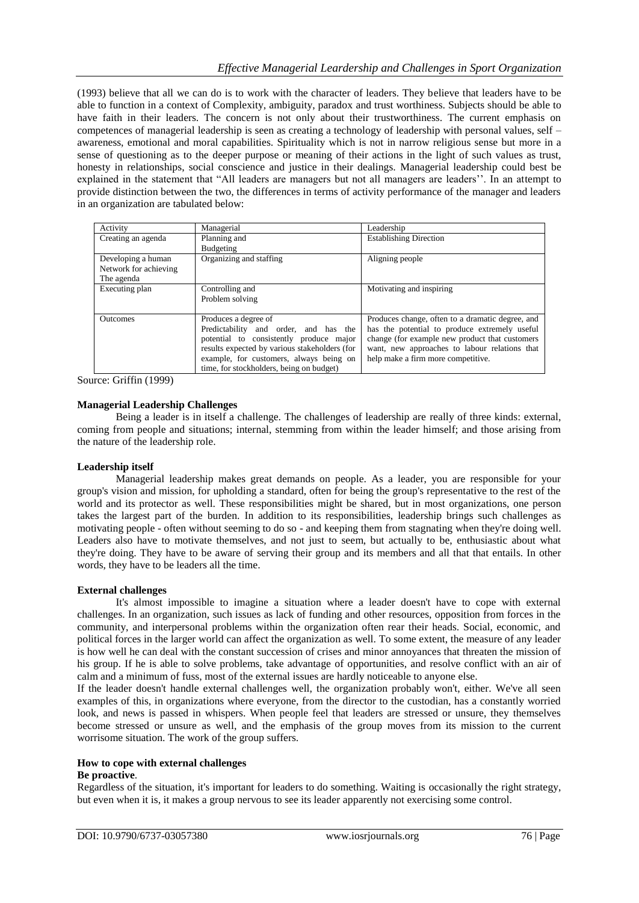(1993) believe that all we can do is to work with the character of leaders. They believe that leaders have to be able to function in a context of Complexity, ambiguity, paradox and trust worthiness. Subjects should be able to have faith in their leaders. The concern is not only about their trustworthiness. The current emphasis on competences of managerial leadership is seen as creating a technology of leadership with personal values, self – awareness, emotional and moral capabilities. Spirituality which is not in narrow religious sense but more in a sense of questioning as to the deeper purpose or meaning of their actions in the light of such values as trust, honesty in relationships, social conscience and justice in their dealings. Managerial leadership could best be explained in the statement that "All leaders are managers but not all managers are leaders''. In an attempt to provide distinction between the two, the differences in terms of activity performance of the manager and leaders in an organization are tabulated below:

| Activity | Managerial | Leadership |
|---|---|---|
| Creating an agenda | Planning and Budgeting | Establishing Direction |
| Developing a human Network for achieving The agenda | Organizing and staffing | Aligning people |
| Executing plan | Controlling and Problem solving | Motivating and inspiring |
| Outcomes | Produces a degree of Predictability and order, and has the potential to consistently produce major results expected by various stakeholders (for example, for customers, always being on time, for stockholders, being on budget) | Produces change, often to a dramatic degree, and has the potential to produce extremely useful change (for example new product that customers want, new approaches to labour relations that help make a firm more competitive. |

Source: Griffin (1999)

**Managerial Leadership Challenges**

Being a leader is in itself a challenge. The challenges of leadership are really of three kinds: external, coming from people and situations; internal, stemming from within the leader himself; and those arising from the nature of the leadership role.

**Leadership itself**

Managerial leadership makes great demands on people. As a leader, you are responsible for your group's vision and mission, for upholding a standard, often for being the group's representative to the rest of the world and its protector as well. These responsibilities might be shared, but in most organizations, one person takes the largest part of the burden. In addition to its responsibilities, leadership brings such challenges as motivating people - often without seeming to do so - and keeping them from stagnating when they're doing well. Leaders also have to motivate themselves, and not just to seem, but actually to be, enthusiastic about what they're doing. They have to be aware of serving their group and its members and all that that entails. In other words, they have to be leaders all the time.

**External challenges**

It's almost impossible to imagine a situation where a leader doesn't have to cope with external challenges. In an organization, such issues as lack of funding and other resources, opposition from forces in the community, and interpersonal problems within the organization often rear their heads. Social, economic, and political forces in the larger world can affect the organization as well. To some extent, the measure of any leader is how well he can deal with the constant succession of crises and minor annoyances that threaten the mission of his group. If he is able to solve problems, take advantage of opportunities, and resolve conflict with an air of calm and a minimum of fuss, most of the external issues are hardly noticeable to anyone else.

If the leader doesn't handle external challenges well, the organization probably won't, either. We've all seen examples of this, in organizations where everyone, from the director to the custodian, has a constantly worried look, and news is passed in whispers. When people feel that leaders are stressed or unsure, they themselves become stressed or unsure as well, and the emphasis of the group moves from its mission to the current worrisome situation. The work of the group suffers.

**How to cope with external challenges**

**Be proactive**.

Regardless of the situation, it's important for leaders to do something. Waiting is occasionally the right strategy, but even when it is, it makes a group nervous to see its leader apparently not exercising some control.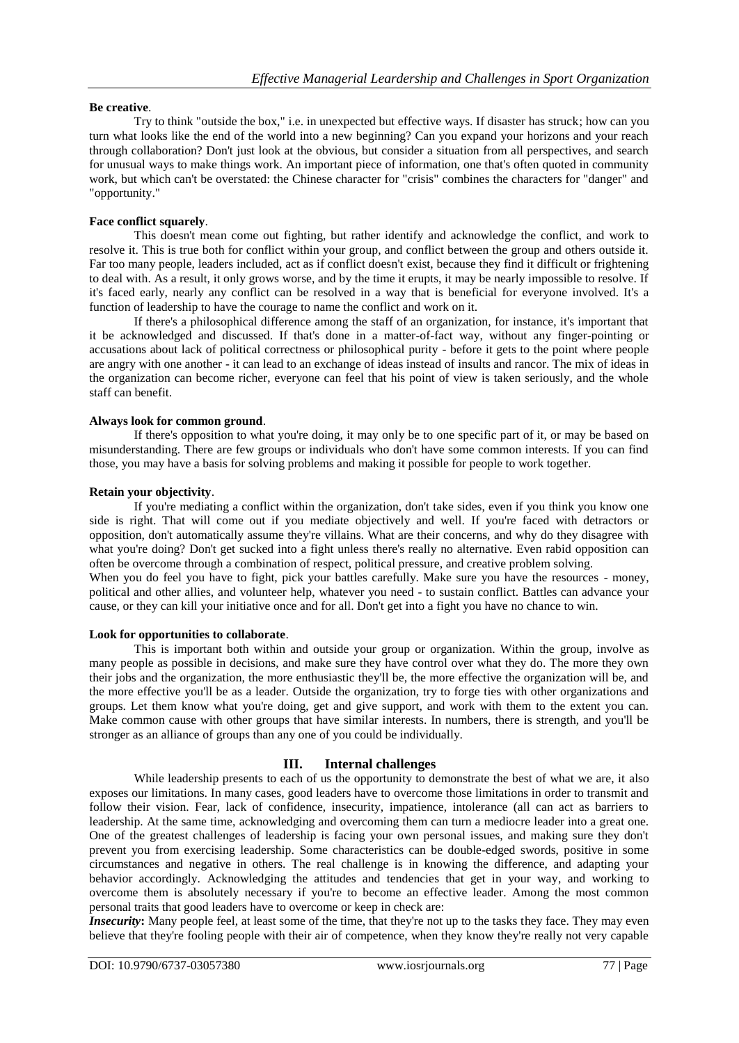**Be creative**.

Try to think "outside the box," i.e. in unexpected but effective ways. If disaster has struck; how can you turn what looks like the end of the world into a new beginning? Can you expand your horizons and your reach through collaboration? Don't just look at the obvious, but consider a situation from all perspectives, and search for unusual ways to make things work. An important piece of information, one that's often quoted in community work, but which can't be overstated: the Chinese character for "crisis" combines the characters for "danger" and "opportunity."

**Face conflict squarely**.

This doesn't mean come out fighting, but rather identify and acknowledge the conflict, and work to resolve it. This is true both for conflict within your group, and conflict between the group and others outside it. Far too many people, leaders included, act as if conflict doesn't exist, because they find it difficult or frightening to deal with. As a result, it only grows worse, and by the time it erupts, it may be nearly impossible to resolve. If it's faced early, nearly any conflict can be resolved in a way that is beneficial for everyone involved. It's a function of leadership to have the courage to name the conflict and work on it.

If there's a philosophical difference among the staff of an organization, for instance, it's important that it be acknowledged and discussed. If that's done in a matter-of-fact way, without any finger-pointing or accusations about lack of political correctness or philosophical purity - before it gets to the point where people are angry with one another - it can lead to an exchange of ideas instead of insults and rancor. The mix of ideas in the organization can become richer, everyone can feel that his point of view is taken seriously, and the whole staff can benefit.

**Always look for common ground**.

If there's opposition to what you're doing, it may only be to one specific part of it, or may be based on misunderstanding. There are few groups or individuals who don't have some common interests. If you can find those, you may have a basis for solving problems and making it possible for people to work together.

**Retain your objectivity**.

If you're mediating a conflict within the organization, don't take sides, even if you think you know one side is right. That will come out if you mediate objectively and well. If you're faced with detractors or opposition, don't automatically assume they're villains. What are their concerns, and why do they disagree with what you're doing? Don't get sucked into a fight unless there's really no alternative. Even rabid opposition can often be overcome through a combination of respect, political pressure, and creative problem solving.

When you do feel you have to fight, pick your battles carefully. Make sure you have the resources - money, political and other allies, and volunteer help, whatever you need - to sustain conflict. Battles can advance your cause, or they can kill your initiative once and for all. Don't get into a fight you have no chance to win.

**Look for opportunities to collaborate**.

This is important both within and outside your group or organization. Within the group, involve as many people as possible in decisions, and make sure they have control over what they do. The more they own their jobs and the organization, the more enthusiastic they'll be, the more effective the organization will be, and the more effective you'll be as a leader. Outside the organization, try to forge ties with other organizations and groups. Let them know what you're doing, get and give support, and work with them to the extent you can. Make common cause with other groups that have similar interests. In numbers, there is strength, and you'll be stronger as an alliance of groups than any one of you could be individually.

## III. Internal challenges

While leadership presents to each of us the opportunity to demonstrate the best of what we are, it also exposes our limitations. In many cases, good leaders have to overcome those limitations in order to transmit and follow their vision. Fear, lack of confidence, insecurity, impatience, intolerance (all can act as barriers to leadership. At the same time, acknowledging and overcoming them can turn a mediocre leader into a great one. One of the greatest challenges of leadership is facing your own personal issues, and making sure they don't prevent you from exercising leadership. Some characteristics can be double-edged swords, positive in some circumstances and negative in others. The real challenge is in knowing the difference, and adapting your behavior accordingly. Acknowledging the attitudes and tendencies that get in your way, and working to overcome them is absolutely necessary if you're to become an effective leader. Among the most common personal traits that good leaders have to overcome or keep in check are:

***Insecurity*:** Many people feel, at least some of the time, that they're not up to the tasks they face. They may even believe that they're fooling people with their air of competence, when they know they're really not very capable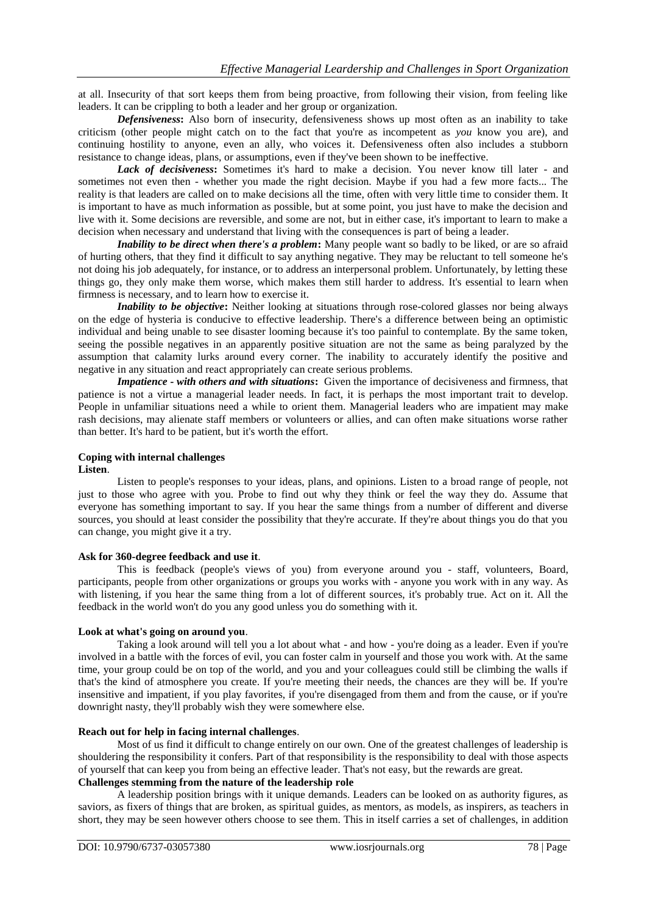at all. Insecurity of that sort keeps them from being proactive, from following their vision, from feeling like leaders. It can be crippling to both a leader and her group or organization.

***Defensiveness*:** Also born of insecurity, defensiveness shows up most often as an inability to take criticism (other people might catch on to the fact that you're as incompetent as *you* know you are), and continuing hostility to anyone, even an ally, who voices it. Defensiveness often also includes a stubborn resistance to change ideas, plans, or assumptions, even if they've been shown to be ineffective.

***Lack of decisiveness*:** Sometimes it's hard to make a decision. You never know till later - and sometimes not even then - whether you made the right decision. Maybe if you had a few more facts... The reality is that leaders are called on to make decisions all the time, often with very little time to consider them. It is important to have as much information as possible, but at some point, you just have to make the decision and live with it. Some decisions are reversible, and some are not, but in either case, it's important to learn to make a decision when necessary and understand that living with the consequences is part of being a leader.

***Inability to be direct when there's a problem*:** Many people want so badly to be liked, or are so afraid of hurting others, that they find it difficult to say anything negative. They may be reluctant to tell someone he's not doing his job adequately, for instance, or to address an interpersonal problem. Unfortunately, by letting these things go, they only make them worse, which makes them still harder to address. It's essential to learn when firmness is necessary, and to learn how to exercise it.

***Inability to be objective*:** Neither looking at situations through rose-colored glasses nor being always on the edge of hysteria is conducive to effective leadership. There's a difference between being an optimistic individual and being unable to see disaster looming because it's too painful to contemplate. By the same token, seeing the possible negatives in an apparently positive situation are not the same as being paralyzed by the assumption that calamity lurks around every corner. The inability to accurately identify the positive and negative in any situation and react appropriately can create serious problems.

***Impatience - with others and with situations*:** Given the importance of decisiveness and firmness, that patience is not a virtue a managerial leader needs. In fact, it is perhaps the most important trait to develop. People in unfamiliar situations need a while to orient them. Managerial leaders who are impatient may make rash decisions, may alienate staff members or volunteers or allies, and can often make situations worse rather than better. It's hard to be patient, but it's worth the effort.

**Coping with internal challenges**

**Listen**.

Listen to people's responses to your ideas, plans, and opinions. Listen to a broad range of people, not just to those who agree with you. Probe to find out why they think or feel the way they do. Assume that everyone has something important to say. If you hear the same things from a number of different and diverse sources, you should at least consider the possibility that they're accurate. If they're about things you do that you can change, you might give it a try.

**Ask for 360-degree feedback and use it**.

This is feedback (people's views of you) from everyone around you - staff, volunteers, Board, participants, people from other organizations or groups you works with - anyone you work with in any way. As with listening, if you hear the same thing from a lot of different sources, it's probably true. Act on it. All the feedback in the world won't do you any good unless you do something with it.

**Look at what's going on around you**.

Taking a look around will tell you a lot about what - and how - you're doing as a leader. Even if you're involved in a battle with the forces of evil, you can foster calm in yourself and those you work with. At the same time, your group could be on top of the world, and you and your colleagues could still be climbing the walls if that's the kind of atmosphere you create. If you're meeting their needs, the chances are they will be. If you're insensitive and impatient, if you play favorites, if you're disengaged from them and from the cause, or if you're downright nasty, they'll probably wish they were somewhere else.

**Reach out for help in facing internal challenges**.

Most of us find it difficult to change entirely on our own. One of the greatest challenges of leadership is shouldering the responsibility it confers. Part of that responsibility is the responsibility to deal with those aspects of yourself that can keep you from being an effective leader. That's not easy, but the rewards are great.

**Challenges stemming from the nature of the leadership role**

A leadership position brings with it unique demands. Leaders can be looked on as authority figures, as saviors, as fixers of things that are broken, as spiritual guides, as mentors, as models, as inspirers, as teachers in short, they may be seen however others choose to see them. This in itself carries a set of challenges, in addition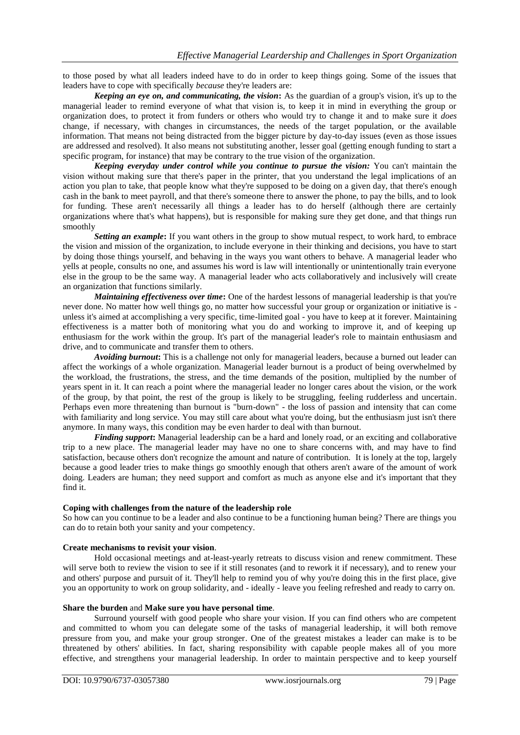to those posed by what all leaders indeed have to do in order to keep things going. Some of the issues that leaders have to cope with specifically *because* they're leaders are:

***Keeping an eye on, and communicating, the vision*:** As the guardian of a group's vision, it's up to the managerial leader to remind everyone of what that vision is, to keep it in mind in everything the group or organization does, to protect it from funders or others who would try to change it and to make sure it *does* change, if necessary, with changes in circumstances, the needs of the target population, or the available information. That means not being distracted from the bigger picture by day-to-day issues (even as those issues are addressed and resolved). It also means not substituting another, lesser goal (getting enough funding to start a specific program, for instance) that may be contrary to the true vision of the organization.

***Keeping everyday under control while you continue to pursue the vision:*** You can't maintain the vision without making sure that there's paper in the printer, that you understand the legal implications of an action you plan to take, that people know what they're supposed to be doing on a given day, that there's enough cash in the bank to meet payroll, and that there's someone there to answer the phone, to pay the bills, and to look for funding. These aren't necessarily all things a leader has to do herself (although there are certainly organizations where that's what happens), but is responsible for making sure they get done, and that things run smoothly

***Setting an example*:** If you want others in the group to show mutual respect, to work hard, to embrace the vision and mission of the organization, to include everyone in their thinking and decisions, you have to start by doing those things yourself, and behaving in the ways you want others to behave. A managerial leader who yells at people, consults no one, and assumes his word is law will intentionally or unintentionally train everyone else in the group to be the same way. A managerial leader who acts collaboratively and inclusively will create an organization that functions similarly.

***Maintaining effectiveness over time*:** One of the hardest lessons of managerial leadership is that you're never done. No matter how well things go, no matter how successful your group or organization or initiative is - unless it's aimed at accomplishing a very specific, time-limited goal - you have to keep at it forever. Maintaining effectiveness is a matter both of monitoring what you do and working to improve it, and of keeping up enthusiasm for the work within the group. It's part of the managerial leader's role to maintain enthusiasm and drive, and to communicate and transfer them to others.

***Avoiding burnout*:** This is a challenge not only for managerial leaders, because a burned out leader can affect the workings of a whole organization. Managerial leader burnout is a product of being overwhelmed by the workload, the frustrations, the stress, and the time demands of the position, multiplied by the number of years spent in it. It can reach a point where the managerial leader no longer cares about the vision, or the work of the group, by that point, the rest of the group is likely to be struggling, feeling rudderless and uncertain. Perhaps even more threatening than burnout is "burn-down" - the loss of passion and intensity that can come with familiarity and long service. You may still care about what you're doing, but the enthusiasm just isn't there anymore. In many ways, this condition may be even harder to deal with than burnout.

***Finding support*:** Managerial leadership can be a hard and lonely road, or an exciting and collaborative trip to a new place. The managerial leader may have no one to share concerns with, and may have to find satisfaction, because others don't recognize the amount and nature of contribution. It is lonely at the top, largely because a good leader tries to make things go smoothly enough that others aren't aware of the amount of work doing. Leaders are human; they need support and comfort as much as anyone else and it's important that they find it.

**Coping with challenges from the nature of the leadership role**

So how can you continue to be a leader and also continue to be a functioning human being? There are things you can do to retain both your sanity and your competency.

**Create mechanisms to revisit your vision**.

Hold occasional meetings and at-least-yearly retreats to discuss vision and renew commitment. These will serve both to review the vision to see if it still resonates (and to rework it if necessary), and to renew your and others' purpose and pursuit of it. They'll help to remind you of why you're doing this in the first place, give you an opportunity to work on group solidarity, and - ideally - leave you feeling refreshed and ready to carry on.

**Share the burden** and **Make sure you have personal time**.

Surround yourself with good people who share your vision. If you can find others who are competent and committed to whom you can delegate some of the tasks of managerial leadership, it will both remove pressure from you, and make your group stronger. One of the greatest mistakes a leader can make is to be threatened by others' abilities. In fact, sharing responsibility with capable people makes all of you more effective, and strengthens your managerial leadership. In order to maintain perspective and to keep yourself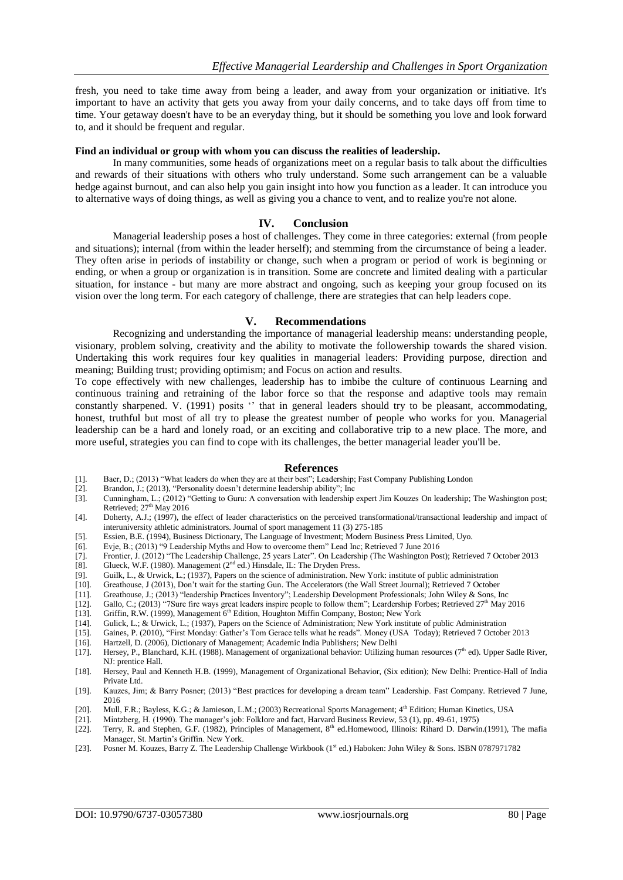fresh, you need to take time away from being a leader, and away from your organization or initiative. It's important to have an activity that gets you away from your daily concerns, and to take days off from time to time. Your getaway doesn't have to be an everyday thing, but it should be something you love and look forward to, and it should be frequent and regular.

**Find an individual or group with whom you can discuss the realities of leadership.**

In many communities, some heads of organizations meet on a regular basis to talk about the difficulties and rewards of their situations with others who truly understand. Some such arrangement can be a valuable hedge against burnout, and can also help you gain insight into how you function as a leader. It can introduce you to alternative ways of doing things, as well as giving you a chance to vent, and to realize you're not alone.

## IV. Conclusion

Managerial leadership poses a host of challenges. They come in three categories: external (from people and situations); internal (from within the leader herself); and stemming from the circumstance of being a leader. They often arise in periods of instability or change, such when a program or period of work is beginning or ending, or when a group or organization is in transition. Some are concrete and limited dealing with a particular situation, for instance - but many are more abstract and ongoing, such as keeping your group focused on its vision over the long term. For each category of challenge, there are strategies that can help leaders cope.

## V. Recommendations

Recognizing and understanding the importance of managerial leadership means: understanding people, visionary, problem solving, creativity and the ability to motivate the followership towards the shared vision. Undertaking this work requires four key qualities in managerial leaders: Providing purpose, direction and meaning; Building trust; providing optimism; and Focus on action and results.

To cope effectively with new challenges, leadership has to imbibe the culture of continuous Learning and continuous training and retraining of the labor force so that the response and adaptive tools may remain constantly sharpened. V. (1991) posits '' that in general leaders should try to be pleasant, accommodating, honest, truthful but most of all try to please the greatest number of people who works for you. Managerial leadership can be a hard and lonely road, or an exciting and collaborative trip to a new place. The more, and more useful, strategies you can find to cope with its challenges, the better managerial leader you'll be.

## References

[1]. Baer, D.; (2013) "What leaders do when they are at their best"; Leadership; Fast Company Publishing London

[2]. Brandon, J.; (2013), "Personality doesn't determine leadership ability"; Inc

[3]. Cunningham, L.; (2012) "Getting to Guru: A conversation with leadership expert Jim Kouzes On leadership; The Washington post; Retrieved; 27th May 2016

[4]. Doherty, A.J.; (1997), the effect of leader characteristics on the perceived transformational/transactional leadership and impact of interuniversity athletic administrators. Journal of sport management 11 (3) 275-185

[5]. Essien, B.E. (1994), Business Dictionary, The Language of Investment; Modern Business Press Limited, Uyo.

[6]. Evje, B.; (2013) "9 Leadership Myths and How to overcome them" Lead Inc; Retrieved 7 June 2016

[7]. Frontier, J. (2012) "The Leadership Challenge, 25 years Later". On Leadership (The Washington Post); Retrieved 7 October 2013

[8]. Glueck, W.F. (1980). Management (2nd ed.) Hinsdale, IL: The Dryden Press.

[9]. Guilk, L., & Urwick, L.; (1937), Papers on the science of administration. New York: institute of public administration

[10]. Greathouse, J (2013), Don't wait for the starting Gun. The Accelerators (the Wall Street Journal); Retrieved 7 October

[11]. Greathouse, J.; (2013) "leadership Practices Inventory"; Leadership Development Professionals; John Wiley & Sons, Inc

[12]. Gallo, C.; (2013) "7Sure fire ways great leaders inspire people to follow them"; Leardership Forbes; Retrieved 27th May 2016

[13]. Griffin, R.W. (1999), Management 6th Edition, Houghton Miffin Company, Boston; New York

[14]. Gulick, L.; & Urwick, L.; (1937), Papers on the Science of Administration; New York institute of public Administration

[15]. Gaines, P. (2010), "First Monday: Gather's Tom Gerace tells what he reads". Money (USA Today); Retrieved 7 October 2013

[16]. Hartzell, D. (2006), Dictionary of Management; Academic India Publishers; New Delhi

[17]. Hersey, P., Blanchard, K.H. (1988). Management of organizational behavior: Utilizing human resources (7th ed). Upper Sadle River, NJ: prentice Hall.

[18]. Hersey, Paul and Kenneth H.B. (1999), Management of Organizational Behavior, (Six edition); New Delhi: Prentice-Hall of India Private Ltd.

[19]. Kauzes, Jim; & Barry Posner; (2013) "Best practices for developing a dream team" Leadership. Fast Company. Retrieved 7 June, 2016

[20]. Mull, F.R.; Bayless, K.G.; & Jamieson, L.M.; (2003) Recreational Sports Management; 4th Edition; Human Kinetics, USA

[21]. Mintzberg, H. (1990). The manager's job: Folklore and fact, Harvard Business Review, 53 (1), pp. 49-61, 1975)

[22]. Terry, R. and Stephen, G.F. (1982), Principles of Management, 8th ed.Homewood, Illinois: Rihard D. Darwin.(1991), The mafia Manager, St. Martin's Griffin. New York.

[23]. Posner M. Kouzes, Barry Z. The Leadership Challenge Wirkbook (1st ed.) Haboken: John Wiley & Sons. ISBN 0787971782